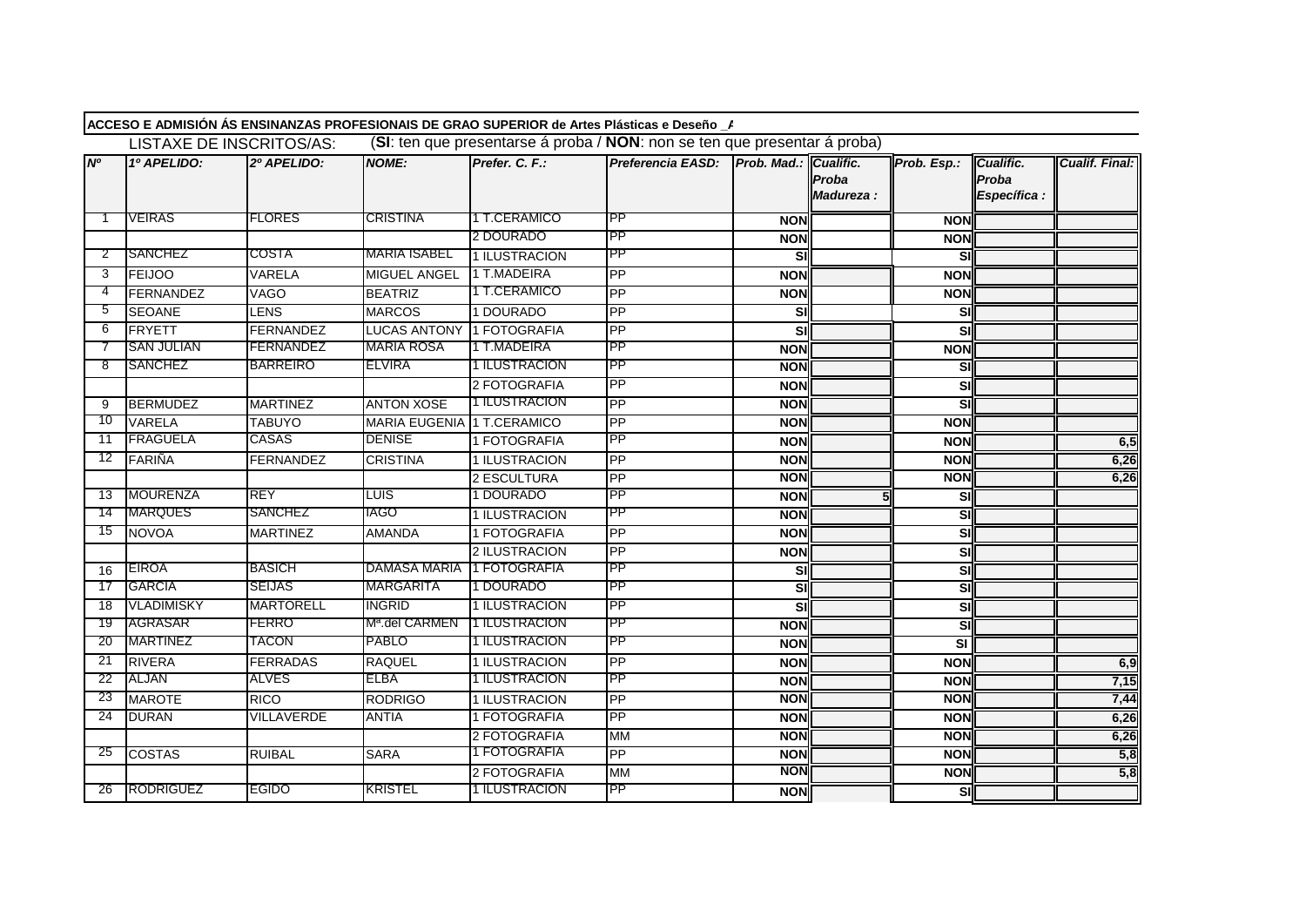**ACCESO E ADMISIÓN ÁS ENSINANZAS PROFESIONAIS DE GRAO SUPERIOR de Artes Plásticas e Deseño _A**

LISTAXE DE INSCRITOS/AS: (**SI**: ten que presentarse á proba / **NON**: non se ten que presentar á proba)

| Nº | 1º APELIDO: | 2º APELIDO: | NOME: | Prefer. C. F.: | Preferencia EASD: | Prob. Mad.: | Cualific. Proba Madureza : | Prob. Esp.: | Cualific. Proba Específica : | Cualif. Final: |
|---|---|---|---|---|---|---|---|---|---|---|
| 1 | VEIRAS | FLORES | CRISTINA | 1 T.CERAMICO | PP | NON | | NON | | |
| | | | | 2 DOURADO | PP | NON | | NON | | |
| 2 | SANCHEZ | COSTA | MARIA ISABEL | 1 ILUSTRACION | PP | SI | | SI | | |
| 3 | FEIJOO | VARELA | MIGUEL ANGEL | 1 T.MADEIRA | PP | NON | | NON | | |
| 4 | FERNANDEZ | VAGO | BEATRIZ | 1 T.CERAMICO | PP | NON | | NON | | |
| 5 | SEOANE | LENS | MARCOS | 1 DOURADO | PP | SI | | SI | | |
| 6 | FRYETT | FERNANDEZ | LUCAS ANTONY | 1 FOTOGRAFIA | PP | SI | | SI | | |
| 7 | SAN JULIAN | FERNANDEZ | MARIA ROSA | 1 T.MADEIRA | PP | NON | | NON | | |
| 8 | SANCHEZ | BARREIRO | ELVIRA | 1 ILUSTRACION | PP | NON | | SI | | |
| | | | | 2 FOTOGRAFIA | PP | NON | | SI | | |
| 9 | BERMUDEZ | MARTINEZ | ANTON XOSE | 1 ILUSTRACION | PP | NON | | SI | | |
| 10 | VARELA | TABUYO | MARIA EUGENIA | 1 T.CERAMICO | PP | NON | | NON | | |
| 11 | FRAGUELA | CASAS | DENISE | 1 FOTOGRAFIA | PP | NON | | NON | | 6,5 |
| 12 | FARIÑA | FERNANDEZ | CRISTINA | 1 ILUSTRACION | PP | NON | | NON | | 6,26 |
| | | | | 2 ESCULTURA | PP | NON | | NON | | 6,26 |
| 13 | MOURENZA | REY | LUIS | 1 DOURADO | PP | NON | 5 | SI | | |
| 14 | MARQUES | SANCHEZ | IAGO | 1 ILUSTRACION | PP | NON | | SI | | |
| 15 | NOVOA | MARTINEZ | AMANDA | 1 FOTOGRAFIA | PP | NON | | SI | | |
| | | | | 2 ILUSTRACION | PP | NON | | SI | | |
| 16 | EIROA | BASICH | DAMASA MARIA | 1 FOTOGRAFIA | PP | SI | | SI | | |
| 17 | GARCIA | SEIJAS | MARGARITA | 1 DOURADO | PP | SI | | SI | | |
| 18 | VLADIMISKY | MARTORELL | INGRID | 1 ILUSTRACION | PP | SI | | SI | | |
| 19 | AGRASAR | FERRO | Mª.del CARMEN | 1 ILUSTRACION | PP | NON | | SI | | |
| 20 | MARTINEZ | TACON | PABLO | 1 ILUSTRACION | PP | NON | | SI | | |
| 21 | RIVERA | FERRADAS | RAQUEL | 1 ILUSTRACION | PP | NON | | NON | | 6,9 |
| 22 | ALJAN | ALVES | ELBA | 1 ILUSTRACION | PP | NON | | NON | | 7,15 |
| 23 | MAROTE | RICO | RODRIGO | 1 ILUSTRACION | PP | NON | | NON | | 7,44 |
| 24 | DURAN | VILLAVERDE | ANTIA | 1 FOTOGRAFIA | PP | NON | | NON | | 6,26 |
| | | | | 2 FOTOGRAFIA | MM | NON | | NON | | 6,26 |
| 25 | COSTAS | RUIBAL | SARA | 1 FOTOGRAFIA | PP | NON | | NON | | 5,8 |
| | | | | 2 FOTOGRAFIA | MM | NON | | NON | | 5,8 |
| 26 | RODRIGUEZ | EGIDO | KRISTEL | 1 ILUSTRACION | PP | NON | | SI | | |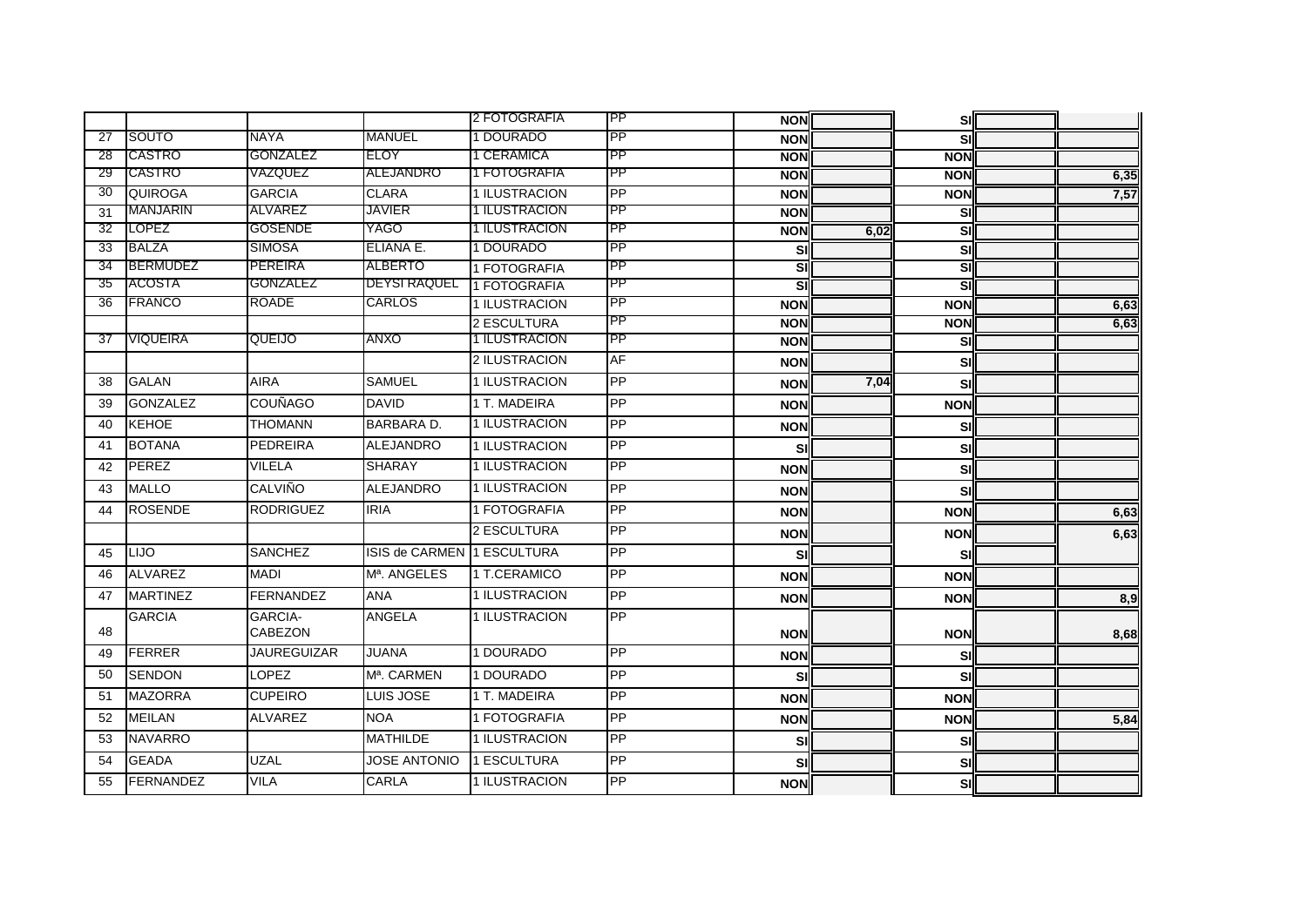| | | | | | | | | | | |
|---|---|---|---|---|---|---|---|---|---|---|
| | | | | 2 FOTOGRAFIA | PP | NON | | SI | | |
| 27 | SOUTO | NAYA | MANUEL | 1 DOURADO | PP | NON | | SI | | |
| 28 | CASTRO | GONZALEZ | ELOY | 1 CERAMICA | PP | NON | | NON | | |
| 29 | CASTRO | VAZQUEZ | ALEJANDRO | 1 FOTOGRAFIA | PP | NON | | NON | | 6,35 |
| 30 | QUIROGA | GARCIA | CLARA | 1 ILUSTRACION | PP | NON | | NON | | 7,57 |
| 31 | MANJARIN | ALVAREZ | JAVIER | 1 ILUSTRACION | PP | NON | | SI | | |
| 32 | LOPEZ | GOSENDE | YAGO | 1 ILUSTRACION | PP | NON | 6,02 | SI | | |
| 33 | BALZA | SIMOSA | ELIANA E. | 1 DOURADO | PP | SI | | SI | | |
| 34 | BERMUDEZ | PEREIRA | ALBERTO | 1 FOTOGRAFIA | PP | SI | | SI | | |
| 35 | ACOSTA | GONZALEZ | DEYSI RAQUEL | 1 FOTOGRAFIA | PP | SI | | SI | | |
| 36 | FRANCO | ROADE | CARLOS | 1 ILUSTRACION | PP | NON | | NON | | 6,63 |
| | | | | 2 ESCULTURA | PP | NON | | NON | | 6,63 |
| 37 | VIQUEIRA | QUEIJO | ANXO | 1 ILUSTRACION | PP | NON | | SI | | |
| | | | | 2 ILUSTRACION | AF | NON | | SI | | |
| 38 | GALAN | AIRA | SAMUEL | 1 ILUSTRACION | PP | NON | 7,04 | SI | | |
| 39 | GONZALEZ | COUÑAGO | DAVID | 1 T. MADEIRA | PP | NON | | NON | | |
| 40 | KEHOE | THOMANN | BARBARA D. | 1 ILUSTRACION | PP | NON | | SI | | |
| 41 | BOTANA | PEDREIRA | ALEJANDRO | 1 ILUSTRACION | PP | SI | | SI | | |
| 42 | PEREZ | VILELA | SHARAY | 1 ILUSTRACION | PP | NON | | SI | | |
| 43 | MALLO | CALVIÑO | ALEJANDRO | 1 ILUSTRACION | PP | NON | | SI | | |
| 44 | ROSENDE | RODRIGUEZ | IRIA | 1 FOTOGRAFIA | PP | NON | | NON | | 6,63 |
| | | | | 2 ESCULTURA | PP | NON | | NON | | 6,63 |
| 45 | LIJO | SANCHEZ | ISIS de CARMEN | 1 ESCULTURA | PP | SI | | SI | | |
| 46 | ALVAREZ | MADI | Mª. ANGELES | 1 T.CERAMICO | PP | NON | | NON | | |
| 47 | MARTINEZ | FERNANDEZ | ANA | 1 ILUSTRACION | PP | NON | | NON | | 8,9 |
| 48 | GARCIA | GARCIA-CABEZON | ANGELA | 1 ILUSTRACION | PP | NON | | NON | | 8,68 |
| 49 | FERRER | JAUREGUIZAR | JUANA | 1 DOURADO | PP | NON | | SI | | |
| 50 | SENDON | LOPEZ | Mª. CARMEN | 1 DOURADO | PP | SI | | SI | | |
| 51 | MAZORRA | CUPEIRO | LUIS JOSE | 1 T. MADEIRA | PP | NON | | NON | | |
| 52 | MEILAN | ALVAREZ | NOA | 1 FOTOGRAFIA | PP | NON | | NON | | 5,84 |
| 53 | NAVARRO | | MATHILDE | 1 ILUSTRACION | PP | SI | | SI | | |
| 54 | GEADA | UZAL | JOSE ANTONIO | 1 ESCULTURA | PP | SI | | SI | | |
| 55 | FERNANDEZ | VILA | CARLA | 1 ILUSTRACION | PP | NON | | SI | | |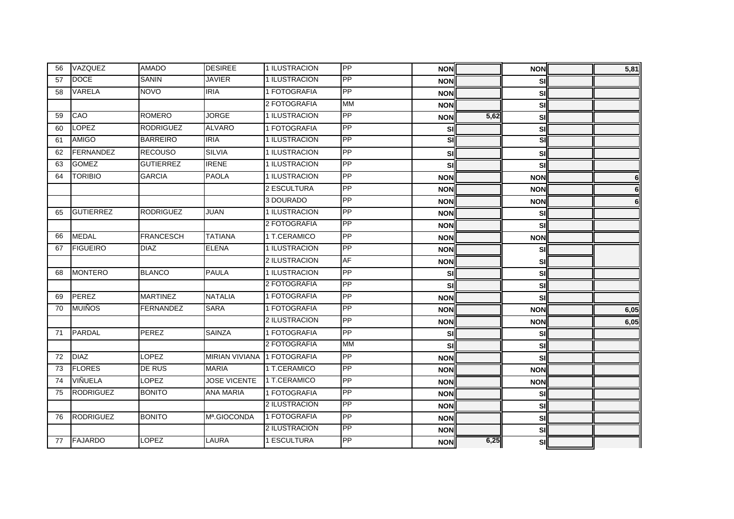| | | | | | | | | | | |
|---|---|---|---|---|---|---|---|---|---|---|
| 56 | VAZQUEZ | AMADO | DESIREE | 1 ILUSTRACION | PP | NON | | NON | | 5,81 |
| 57 | DOCE | SANIN | JAVIER | 1 ILUSTRACION | PP | NON | | SI | | |
| 58 | VARELA | NOVO | IRIA | 1 FOTOGRAFIA | PP | NON | | SI | | |
| | | | | 2 FOTOGRAFIA | MM | NON | | SI | | |
| 59 | CAO | ROMERO | JORGE | 1 ILUSTRACION | PP | NON | 5,62 | SI | | |
| 60 | LOPEZ | RODRIGUEZ | ALVARO | 1 FOTOGRAFIA | PP | SI | | SI | | |
| 61 | AMIGO | BARREIRO | IRIA | 1 ILUSTRACION | PP | SI | | SI | | |
| 62 | FERNANDEZ | RECOUSO | SILVIA | 1 ILUSTRACION | PP | SI | | SI | | |
| 63 | GOMEZ | GUTIERREZ | IRENE | 1 ILUSTRACION | PP | SI | | SI | | |
| 64 | TORIBIO | GARCIA | PAOLA | 1 ILUSTRACION | PP | NON | | NON | | 6 |
| | | | | 2 ESCULTURA | PP | NON | | NON | | 6 |
| | | | | 3 DOURADO | PP | NON | | NON | | 6 |
| 65 | GUTIERREZ | RODRIGUEZ | JUAN | 1 ILUSTRACION | PP | NON | | SI | | |
| | | | | 2 FOTOGRAFIA | PP | NON | | SI | | |
| 66 | MEDAL | FRANCESCH | TATIANA | 1 T.CERAMICO | PP | NON | | NON | | |
| 67 | FIGUEIRO | DIAZ | ELENA | 1 ILUSTRACION | PP | NON | | SI | | |
| | | | | 2 ILUSTRACION | AF | NON | | SI | | |
| 68 | MONTERO | BLANCO | PAULA | 1 ILUSTRACION | PP | SI | | SI | | |
| | | | | 2 FOTOGRAFIA | PP | SI | | SI | | |
| 69 | PEREZ | MARTINEZ | NATALIA | 1 FOTOGRAFIA | PP | NON | | SI | | |
| 70 | MUIÑOS | FERNANDEZ | SARA | 1 FOTOGRAFIA | PP | NON | | NON | | 6,05 |
| | | | | 2 ILUSTRACION | PP | NON | | NON | | 6,05 |
| 71 | PARDAL | PEREZ | SAINZA | 1 FOTOGRAFIA | PP | SI | | SI | | |
| | | | | 2 FOTOGRAFIA | MM | SI | | SI | | |
| 72 | DIAZ | LOPEZ | MIRIAN VIVIANA | 1 FOTOGRAFIA | PP | NON | | SI | | |
| 73 | FLORES | DE RUS | MARIA | 1 T.CERAMICO | PP | NON | | NON | | |
| 74 | VIÑUELA | LOPEZ | JOSE VICENTE | 1 T.CERAMICO | PP | NON | | NON | | |
| 75 | RODRIGUEZ | BONITO | ANA MARIA | 1 FOTOGRAFIA | PP | NON | | SI | | |
| | | | | 2 ILUSTRACION | PP | NON | | SI | | |
| 76 | RODRIGUEZ | BONITO | Mª.GIOCONDA | 1 FOTOGRAFIA | PP | NON | | SI | | |
| | | | | 2 ILUSTRACION | PP | NON | | SI | | |
| 77 | FAJARDO | LOPEZ | LAURA | 1 ESCULTURA | PP | NON | 6,25 | SI | | |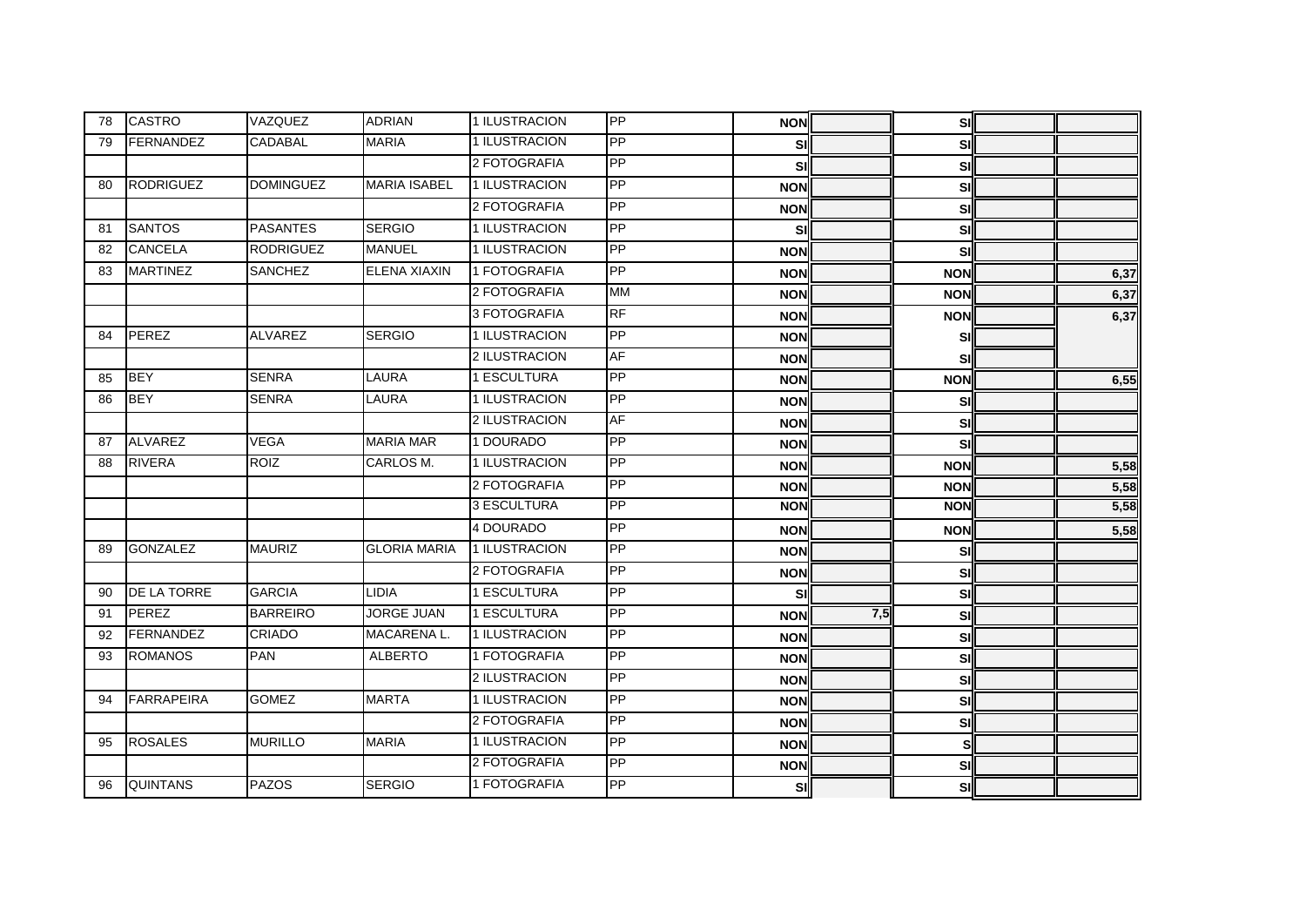| | | | | | | | | | | |
|---|---|---|---|---|---|---|---|---|---|---|
| 78 | CASTRO | VAZQUEZ | ADRIAN | 1 ILUSTRACION | PP | NON | | SI | | |
| 79 | FERNANDEZ | CADABAL | MARIA | 1 ILUSTRACION | PP | SI | | SI | | |
| | | | | 2 FOTOGRAFIA | PP | SI | | SI | | |
| 80 | RODRIGUEZ | DOMINGUEZ | MARIA ISABEL | 1 ILUSTRACION | PP | NON | | SI | | |
| | | | | 2 FOTOGRAFIA | PP | NON | | SI | | |
| 81 | SANTOS | PASANTES | SERGIO | 1 ILUSTRACION | PP | SI | | SI | | |
| 82 | CANCELA | RODRIGUEZ | MANUEL | 1 ILUSTRACION | PP | NON | | SI | | |
| 83 | MARTINEZ | SANCHEZ | ELENA XIAXIN | 1 FOTOGRAFIA | PP | NON | | NON | | 6,37 |
| | | | | 2 FOTOGRAFIA | MM | NON | | NON | | 6,37 |
| | | | | 3 FOTOGRAFIA | RF | NON | | NON | | 6,37 |
| 84 | PEREZ | ALVAREZ | SERGIO | 1 ILUSTRACION | PP | NON | | SI | | |
| | | | | 2 ILUSTRACION | AF | NON | | SI | | |
| 85 | BEY | SENRA | LAURA | 1 ESCULTURA | PP | NON | | NON | | 6,55 |
| 86 | BEY | SENRA | LAURA | 1 ILUSTRACION | PP | NON | | SI | | |
| | | | | 2 ILUSTRACION | AF | NON | | SI | | |
| 87 | ALVAREZ | VEGA | MARIA MAR | 1 DOURADO | PP | NON | | SI | | |
| 88 | RIVERA | ROIZ | CARLOS M. | 1 ILUSTRACION | PP | NON | | NON | | 5,58 |
| | | | | 2 FOTOGRAFIA | PP | NON | | NON | | 5,58 |
| | | | | 3 ESCULTURA | PP | NON | | NON | | 5,58 |
| | | | | 4 DOURADO | PP | NON | | NON | | 5,58 |
| 89 | GONZALEZ | MAURIZ | GLORIA MARIA | 1 ILUSTRACION | PP | NON | | SI | | |
| | | | | 2 FOTOGRAFIA | PP | NON | | SI | | |
| 90 | DE LA TORRE | GARCIA | LIDIA | 1 ESCULTURA | PP | SI | | SI | | |
| 91 | PEREZ | BARREIRO | JORGE JUAN | 1 ESCULTURA | PP | NON | 7,5 | SI | | |
| 92 | FERNANDEZ | CRIADO | MACARENA L. | 1 ILUSTRACION | PP | NON | | SI | | |
| 93 | ROMANOS | PAN | ALBERTO | 1 FOTOGRAFIA | PP | NON | | SI | | |
| | | | | 2 ILUSTRACION | PP | NON | | SI | | |
| 94 | FARRAPEIRA | GOMEZ | MARTA | 1 ILUSTRACION | PP | NON | | SI | | |
| | | | | 2 FOTOGRAFIA | PP | NON | | SI | | |
| 95 | ROSALES | MURILLO | MARIA | 1 ILUSTRACION | PP | NON | | S | | |
| | | | | 2 FOTOGRAFIA | PP | NON | | SI | | |
| 96 | QUINTANS | PAZOS | SERGIO | 1 FOTOGRAFIA | PP | SI | | SI | | |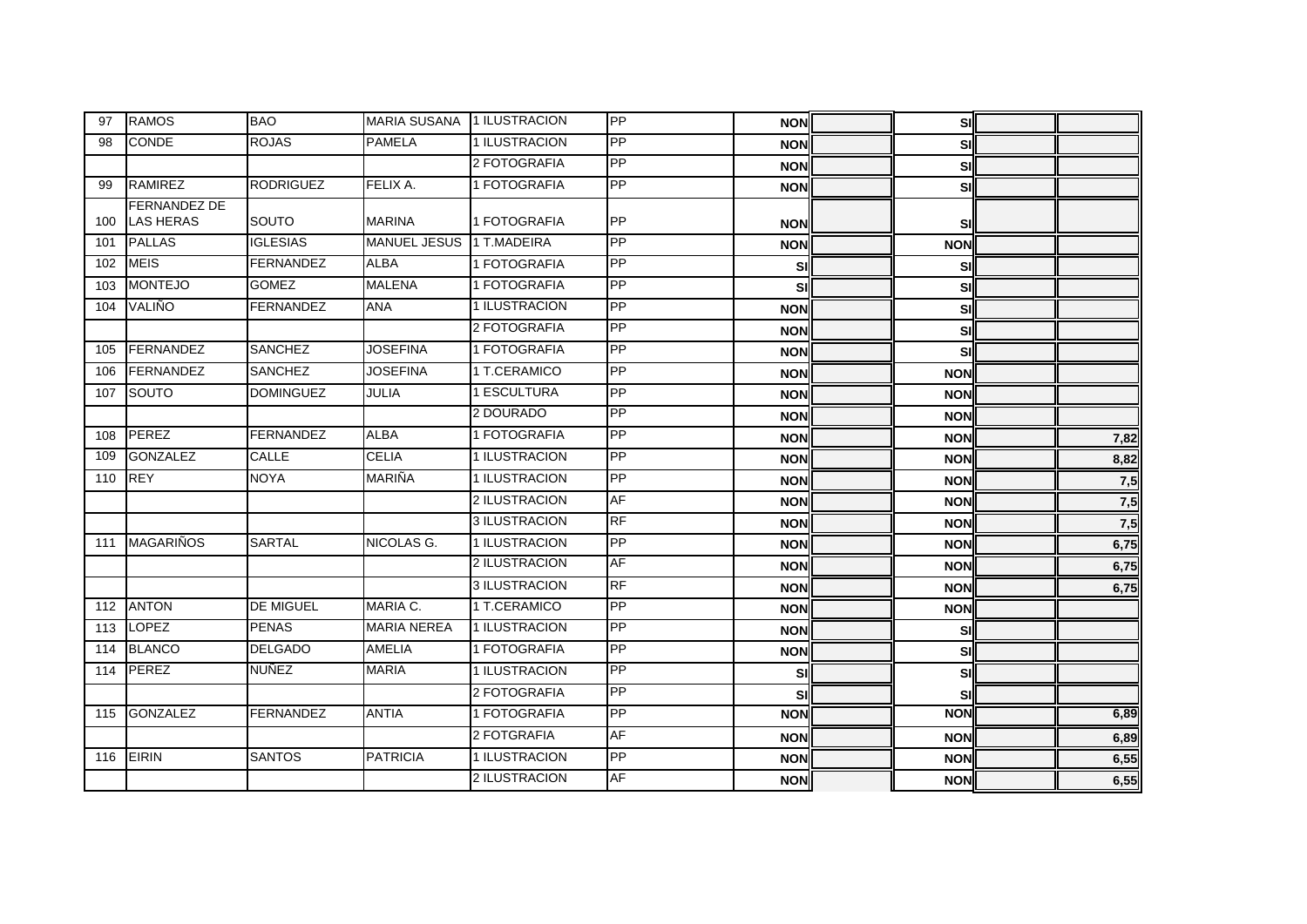| | | | | | | | | | | |
|---|---|---|---|---|---|---|---|---|---|---|
| 97 | RAMOS | BAO | MARIA SUSANA | 1 ILUSTRACION | PP | NON | | SI | | |
| 98 | CONDE | ROJAS | PAMELA | 1 ILUSTRACION | PP | NON | | SI | | |
| | | | | 2 FOTOGRAFIA | PP | NON | | SI | | |
| 99 | RAMIREZ | RODRIGUEZ | FELIX A. | 1 FOTOGRAFIA | PP | NON | | SI | | |
| 100 | FERNANDEZ DE LAS HERAS | SOUTO | MARINA | 1 FOTOGRAFIA | PP | NON | | SI | | |
| 101 | PALLAS | IGLESIAS | MANUEL JESUS | 1 T.MADEIRA | PP | NON | | NON | | |
| 102 | MEIS | FERNANDEZ | ALBA | 1 FOTOGRAFIA | PP | SI | | SI | | |
| 103 | MONTEJO | GOMEZ | MALENA | 1 FOTOGRAFIA | PP | SI | | SI | | |
| 104 | VALIÑO | FERNANDEZ | ANA | 1 ILUSTRACION | PP | NON | | SI | | |
| | | | | 2 FOTOGRAFIA | PP | NON | | SI | | |
| 105 | FERNANDEZ | SANCHEZ | JOSEFINA | 1 FOTOGRAFIA | PP | NON | | SI | | |
| 106 | FERNANDEZ | SANCHEZ | JOSEFINA | 1 T.CERAMICO | PP | NON | | NON | | |
| 107 | SOUTO | DOMINGUEZ | JULIA | 1 ESCULTURA | PP | NON | | NON | | |
| | | | | 2 DOURADO | PP | NON | | NON | | |
| 108 | PEREZ | FERNANDEZ | ALBA | 1 FOTOGRAFIA | PP | NON | | NON | | 7,82 |
| 109 | GONZALEZ | CALLE | CELIA | 1 ILUSTRACION | PP | NON | | NON | | 8,82 |
| 110 | REY | NOYA | MARIÑA | 1 ILUSTRACION | PP | NON | | NON | | 7,5 |
| | | | | 2 ILUSTRACION | AF | NON | | NON | | 7,5 |
| | | | | 3 ILUSTRACION | RF | NON | | NON | | 7,5 |
| 111 | MAGARIÑOS | SARTAL | NICOLAS G. | 1 ILUSTRACION | PP | NON | | NON | | 6,75 |
| | | | | 2 ILUSTRACION | AF | NON | | NON | | 6,75 |
| | | | | 3 ILUSTRACION | RF | NON | | NON | | 6,75 |
| 112 | ANTON | DE MIGUEL | MARIA C. | 1 T.CERAMICO | PP | NON | | NON | | |
| 113 | LOPEZ | PENAS | MARIA NEREA | 1 ILUSTRACION | PP | NON | | SI | | |
| 114 | BLANCO | DELGADO | AMELIA | 1 FOTOGRAFIA | PP | NON | | SI | | |
| 114 | PEREZ | NUÑEZ | MARIA | 1 ILUSTRACION | PP | SI | | SI | | |
| | | | | 2 FOTOGRAFIA | PP | SI | | SI | | |
| 115 | GONZALEZ | FERNANDEZ | ANTIA | 1 FOTOGRAFIA | PP | NON | | NON | | 6,89 |
| | | | | 2 FOTGRAFIA | AF | NON | | NON | | 6,89 |
| 116 | EIRIN | SANTOS | PATRICIA | 1 ILUSTRACION | PP | NON | | NON | | 6,55 |
| | | | | 2 ILUSTRACION | AF | NON | | NON | | 6,55 |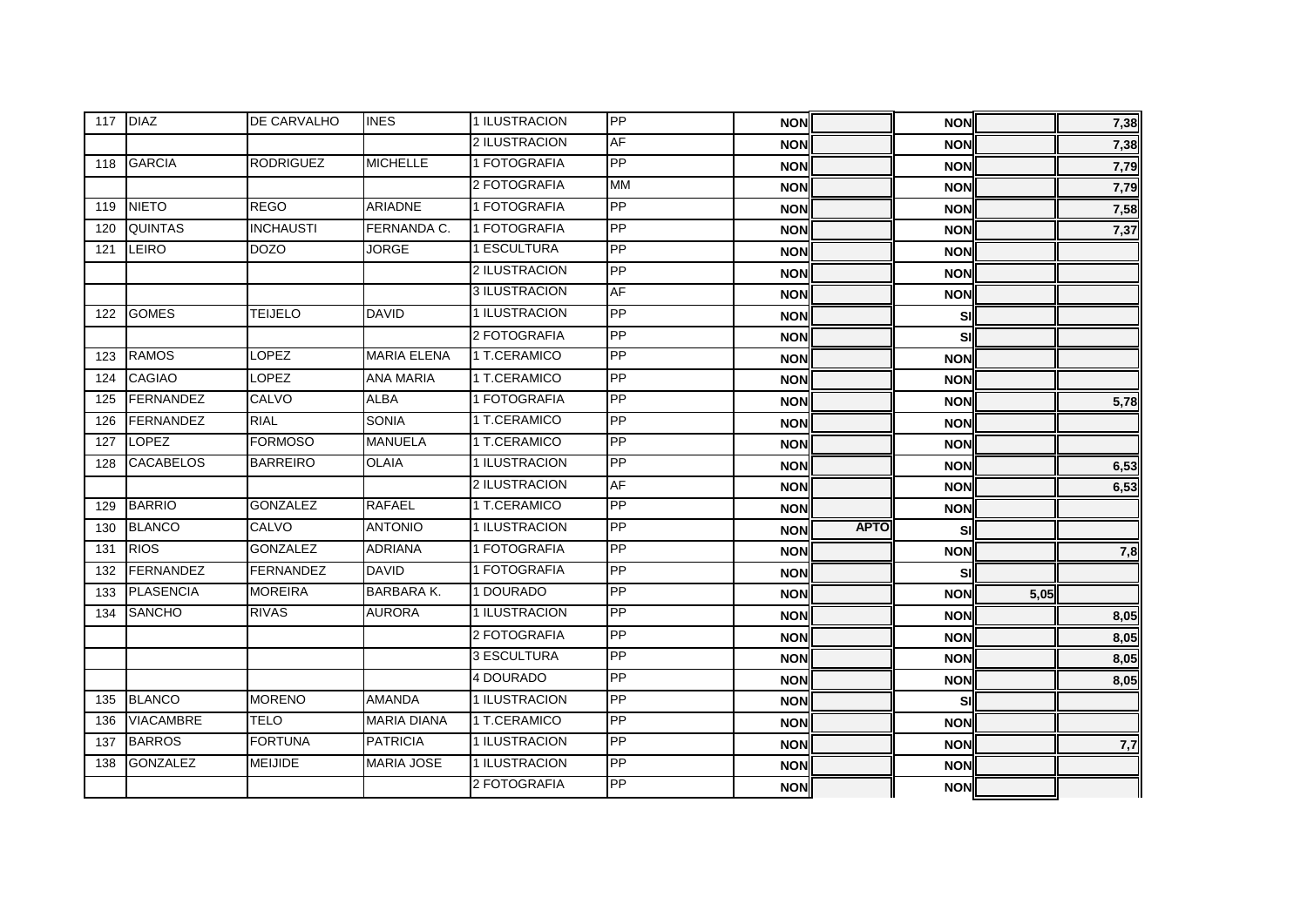| | | | | | | | | | | |
|---|---|---|---|---|---|---|---|---|---|---|
| 117 | DIAZ | DE CARVALHO | INES | 1 ILUSTRACION | PP | NON | | NON | | 7,38 |
| | | | | 2 ILUSTRACION | AF | NON | | NON | | 7,38 |
| 118 | GARCIA | RODRIGUEZ | MICHELLE | 1 FOTOGRAFIA | PP | NON | | NON | | 7,79 |
| | | | | 2 FOTOGRAFIA | MM | NON | | NON | | 7,79 |
| 119 | NIETO | REGO | ARIADNE | 1 FOTOGRAFIA | PP | NON | | NON | | 7,58 |
| 120 | QUINTAS | INCHAUSTI | FERNANDA C. | 1 FOTOGRAFIA | PP | NON | | NON | | 7,37 |
| 121 | LEIRO | DOZO | JORGE | 1 ESCULTURA | PP | NON | | NON | | |
| | | | | 2 ILUSTRACION | PP | NON | | NON | | |
| | | | | 3 ILUSTRACION | AF | NON | | NON | | |
| 122 | GOMES | TEIJELO | DAVID | 1 ILUSTRACION | PP | NON | | SI | | |
| | | | | 2 FOTOGRAFIA | PP | NON | | SI | | |
| 123 | RAMOS | LOPEZ | MARIA ELENA | 1 T.CERAMICO | PP | NON | | NON | | |
| 124 | CAGIAO | LOPEZ | ANA MARIA | 1 T.CERAMICO | PP | NON | | NON | | |
| 125 | FERNANDEZ | CALVO | ALBA | 1 FOTOGRAFIA | PP | NON | | NON | | 5,78 |
| 126 | FERNANDEZ | RIAL | SONIA | 1 T.CERAMICO | PP | NON | | NON | | |
| 127 | LOPEZ | FORMOSO | MANUELA | 1 T.CERAMICO | PP | NON | | NON | | |
| 128 | CACABELOS | BARREIRO | OLAIA | 1 ILUSTRACION | PP | NON | | NON | | 6,53 |
| | | | | 2 ILUSTRACION | AF | NON | | NON | | 6,53 |
| 129 | BARRIO | GONZALEZ | RAFAEL | 1 T.CERAMICO | PP | NON | | NON | | |
| 130 | BLANCO | CALVO | ANTONIO | 1 ILUSTRACION | PP | NON | APTO | SI | | |
| 131 | RIOS | GONZALEZ | ADRIANA | 1 FOTOGRAFIA | PP | NON | | NON | | 7,8 |
| 132 | FERNANDEZ | FERNANDEZ | DAVID | 1 FOTOGRAFIA | PP | NON | | SI | | |
| 133 | PLASENCIA | MOREIRA | BARBARA K. | 1 DOURADO | PP | NON | | NON | 5,05 | |
| 134 | SANCHO | RIVAS | AURORA | 1 ILUSTRACION | PP | NON | | NON | | 8,05 |
| | | | | 2 FOTOGRAFIA | PP | NON | | NON | | 8,05 |
| | | | | 3 ESCULTURA | PP | NON | | NON | | 8,05 |
| | | | | 4 DOURADO | PP | NON | | NON | | 8,05 |
| 135 | BLANCO | MORENO | AMANDA | 1 ILUSTRACION | PP | NON | | SI | | |
| 136 | VIACAMBRE | TELO | MARIA DIANA | 1 T.CERAMICO | PP | NON | | NON | | |
| 137 | BARROS | FORTUNA | PATRICIA | 1 ILUSTRACION | PP | NON | | NON | | 7,7 |
| 138 | GONZALEZ | MEIJIDE | MARIA JOSE | 1 ILUSTRACION | PP | NON | | NON | | |
| | | | | 2 FOTOGRAFIA | PP | NON | | NON | | |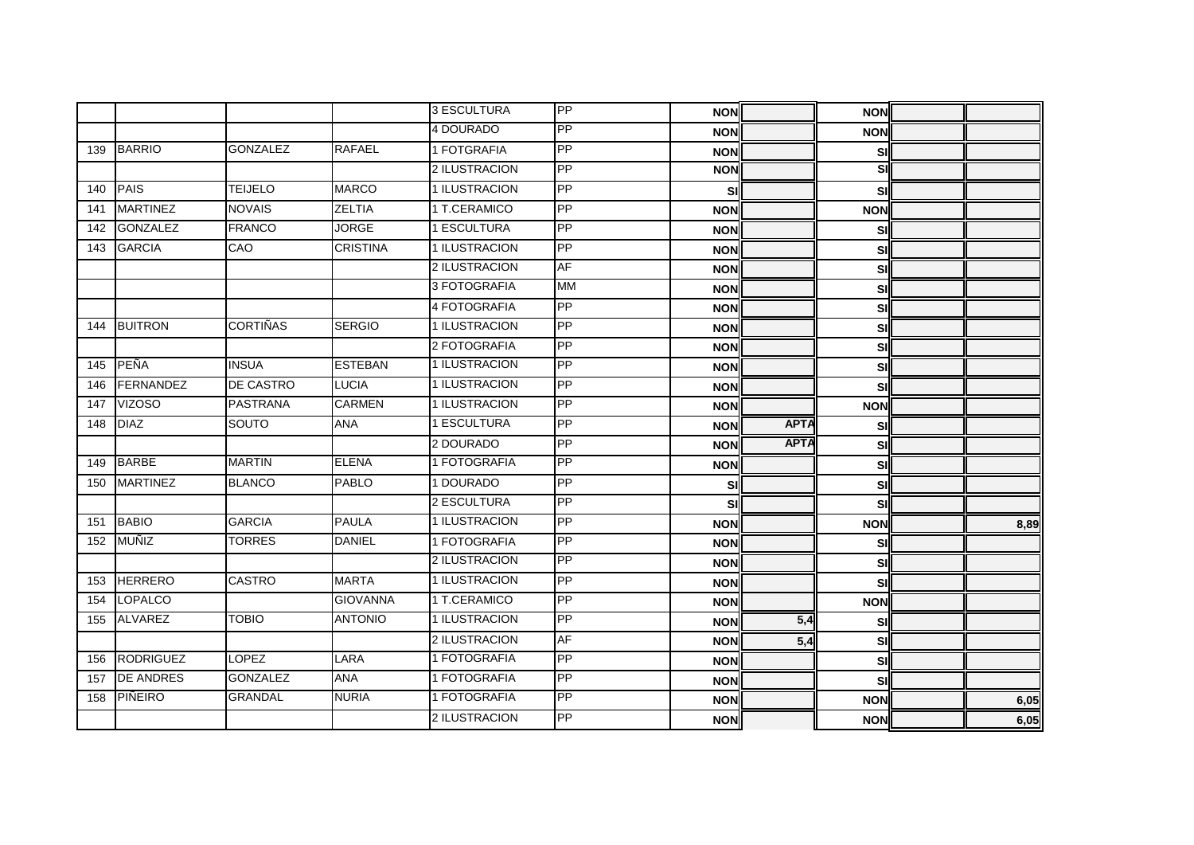|  |  |  |  |  |  |  |  |  |  |  |
|---|---|---|---|---|---|---|---|---|---|---|
|  |  |  |  | 3 ESCULTURA | PP | NON |  | NON |  |  |
|  |  |  |  | 4 DOURADO | PP | NON |  | NON |  |  |
| 139 | BARRIO | GONZALEZ | RAFAEL | 1 FOTGRAFIA | PP | NON |  | SI |  |  |
|  |  |  |  | 2 ILUSTRACION | PP | NON |  | SI |  |  |
| 140 | PAIS | TEIJELO | MARCO | 1 ILUSTRACION | PP | SI |  | SI |  |  |
| 141 | MARTINEZ | NOVAIS | ZELTIA | 1 T.CERAMICO | PP | NON |  | NON |  |  |
| 142 | GONZALEZ | FRANCO | JORGE | 1 ESCULTURA | PP | NON |  | SI |  |  |
| 143 | GARCIA | CAO | CRISTINA | 1 ILUSTRACION | PP | NON |  | SI |  |  |
|  |  |  |  | 2 ILUSTRACION | AF | NON |  | SI |  |  |
|  |  |  |  | 3 FOTOGRAFIA | MM | NON |  | SI |  |  |
|  |  |  |  | 4 FOTOGRAFIA | PP | NON |  | SI |  |  |
| 144 | BUITRON | CORTIÑAS | SERGIO | 1 ILUSTRACION | PP | NON |  | SI |  |  |
|  |  |  |  | 2 FOTOGRAFIA | PP | NON |  | SI |  |  |
| 145 | PEÑA | INSUA | ESTEBAN | 1 ILUSTRACION | PP | NON |  | SI |  |  |
| 146 | FERNANDEZ | DE CASTRO | LUCIA | 1 ILUSTRACION | PP | NON |  | SI |  |  |
| 147 | VIZOSO | PASTRANA | CARMEN | 1 ILUSTRACION | PP | NON |  | NON |  |  |
| 148 | DIAZ | SOUTO | ANA | 1 ESCULTURA | PP | NON | APTA | SI |  |  |
|  |  |  |  | 2 DOURADO | PP | NON | APTA | SI |  |  |
| 149 | BARBE | MARTIN | ELENA | 1 FOTOGRAFIA | PP | NON |  | SI |  |  |
| 150 | MARTINEZ | BLANCO | PABLO | 1 DOURADO | PP | SI |  | SI |  |  |
|  |  |  |  | 2 ESCULTURA | PP | SI |  | SI |  |  |
| 151 | BABIO | GARCIA | PAULA | 1 ILUSTRACION | PP | NON |  | NON |  | 8,89 |
| 152 | MUÑIZ | TORRES | DANIEL | 1 FOTOGRAFIA | PP | NON |  | SI |  |  |
|  |  |  |  | 2 ILUSTRACION | PP | NON |  | SI |  |  |
| 153 | HERRERO | CASTRO | MARTA | 1 ILUSTRACION | PP | NON |  | SI |  |  |
| 154 | LOPALCO |  | GIOVANNA | 1 T.CERAMICO | PP | NON |  | NON |  |  |
| 155 | ALVAREZ | TOBIO | ANTONIO | 1 ILUSTRACION | PP | NON | 5,4 | SI |  |  |
|  |  |  |  | 2 ILUSTRACION | AF | NON | 5,4 | SI |  |  |
| 156 | RODRIGUEZ | LOPEZ | LARA | 1 FOTOGRAFIA | PP | NON |  | SI |  |  |
| 157 | DE ANDRES | GONZALEZ | ANA | 1 FOTOGRAFIA | PP | NON |  | SI |  |  |
| 158 | PIÑEIRO | GRANDAL | NURIA | 1 FOTOGRAFIA | PP | NON |  | NON |  | 6,05 |
|  |  |  |  | 2 ILUSTRACION | PP | NON |  | NON |  | 6,05 |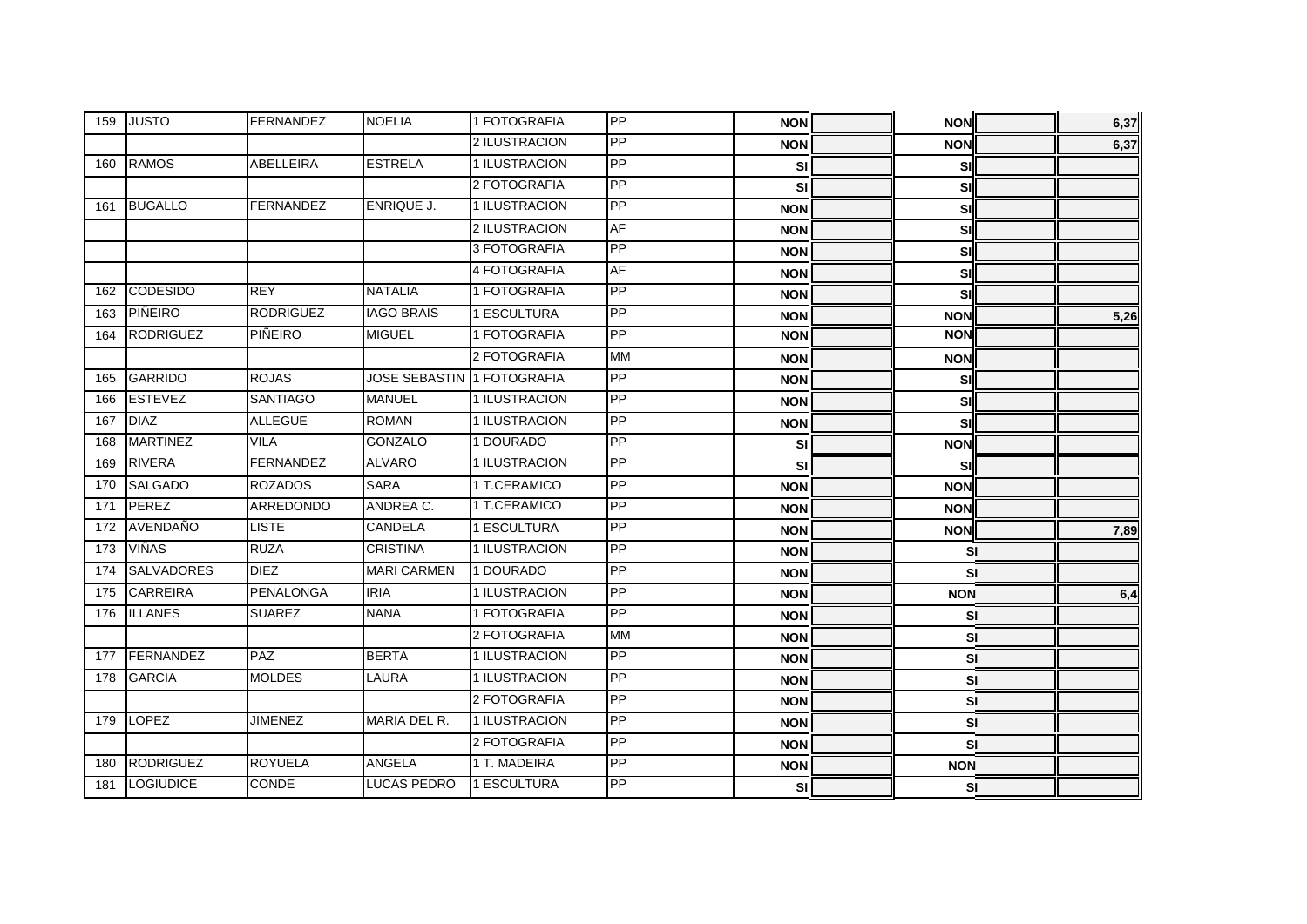| | | | | | | | | | | |
|---|---|---|---|---|---|---|---|---|---|---|
| 159 | JUSTO | FERNANDEZ | NOELIA | 1 FOTOGRAFIA | PP | NON | | NON | | 6,37 |
| | | | | 2 ILUSTRACION | PP | NON | | NON | | 6,37 |
| 160 | RAMOS | ABELLEIRA | ESTRELA | 1 ILUSTRACION | PP | SI | | SI | | |
| | | | | 2 FOTOGRAFIA | PP | SI | | SI | | |
| 161 | BUGALLO | FERNANDEZ | ENRIQUE J. | 1 ILUSTRACION | PP | NON | | SI | | |
| | | | | 2 ILUSTRACION | AF | NON | | SI | | |
| | | | | 3 FOTOGRAFIA | PP | NON | | SI | | |
| | | | | 4 FOTOGRAFIA | AF | NON | | SI | | |
| 162 | CODESIDO | REY | NATALIA | 1 FOTOGRAFIA | PP | NON | | SI | | |
| 163 | PIÑEIRO | RODRIGUEZ | IAGO BRAIS | 1 ESCULTURA | PP | NON | | NON | | 5,26 |
| 164 | RODRIGUEZ | PIÑEIRO | MIGUEL | 1 FOTOGRAFIA | PP | NON | | NON | | |
| | | | | 2 FOTOGRAFIA | MM | NON | | NON | | |
| 165 | GARRIDO | ROJAS | JOSE SEBASTIN | 1 FOTOGRAFIA | PP | NON | | SI | | |
| 166 | ESTEVEZ | SANTIAGO | MANUEL | 1 ILUSTRACION | PP | NON | | SI | | |
| 167 | DIAZ | ALLEGUE | ROMAN | 1 ILUSTRACION | PP | NON | | SI | | |
| 168 | MARTINEZ | VILA | GONZALO | 1 DOURADO | PP | SI | | NON | | |
| 169 | RIVERA | FERNANDEZ | ALVARO | 1 ILUSTRACION | PP | SI | | SI | | |
| 170 | SALGADO | ROZADOS | SARA | 1 T.CERAMICO | PP | NON | | NON | | |
| 171 | PEREZ | ARREDONDO | ANDREA C. | 1 T.CERAMICO | PP | NON | | NON | | |
| 172 | AVENDAÑO | LISTE | CANDELA | 1 ESCULTURA | PP | NON | | NON | | 7,89 |
| 173 | VIÑAS | RUZA | CRISTINA | 1 ILUSTRACION | PP | NON | | SI | | |
| 174 | SALVADORES | DIEZ | MARI CARMEN | 1 DOURADO | PP | NON | | SI | | |
| 175 | CARREIRA | PENALONGA | IRIA | 1 ILUSTRACION | PP | NON | | NON | | 6,4 |
| 176 | ILLANES | SUAREZ | NANA | 1 FOTOGRAFIA | PP | NON | | SI | | |
| | | | | 2 FOTOGRAFIA | MM | NON | | SI | | |
| 177 | FERNANDEZ | PAZ | BERTA | 1 ILUSTRACION | PP | NON | | SI | | |
| 178 | GARCIA | MOLDES | LAURA | 1 ILUSTRACION | PP | NON | | SI | | |
| | | | | 2 FOTOGRAFIA | PP | NON | | SI | | |
| 179 | LOPEZ | JIMENEZ | MARIA DEL R. | 1 ILUSTRACION | PP | NON | | SI | | |
| | | | | 2 FOTOGRAFIA | PP | NON | | SI | | |
| 180 | RODRIGUEZ | ROYUELA | ANGELA | 1 T. MADEIRA | PP | NON | | NON | | |
| 181 | LOGIUDICE | CONDE | LUCAS PEDRO | 1 ESCULTURA | PP | SI | | SI | | |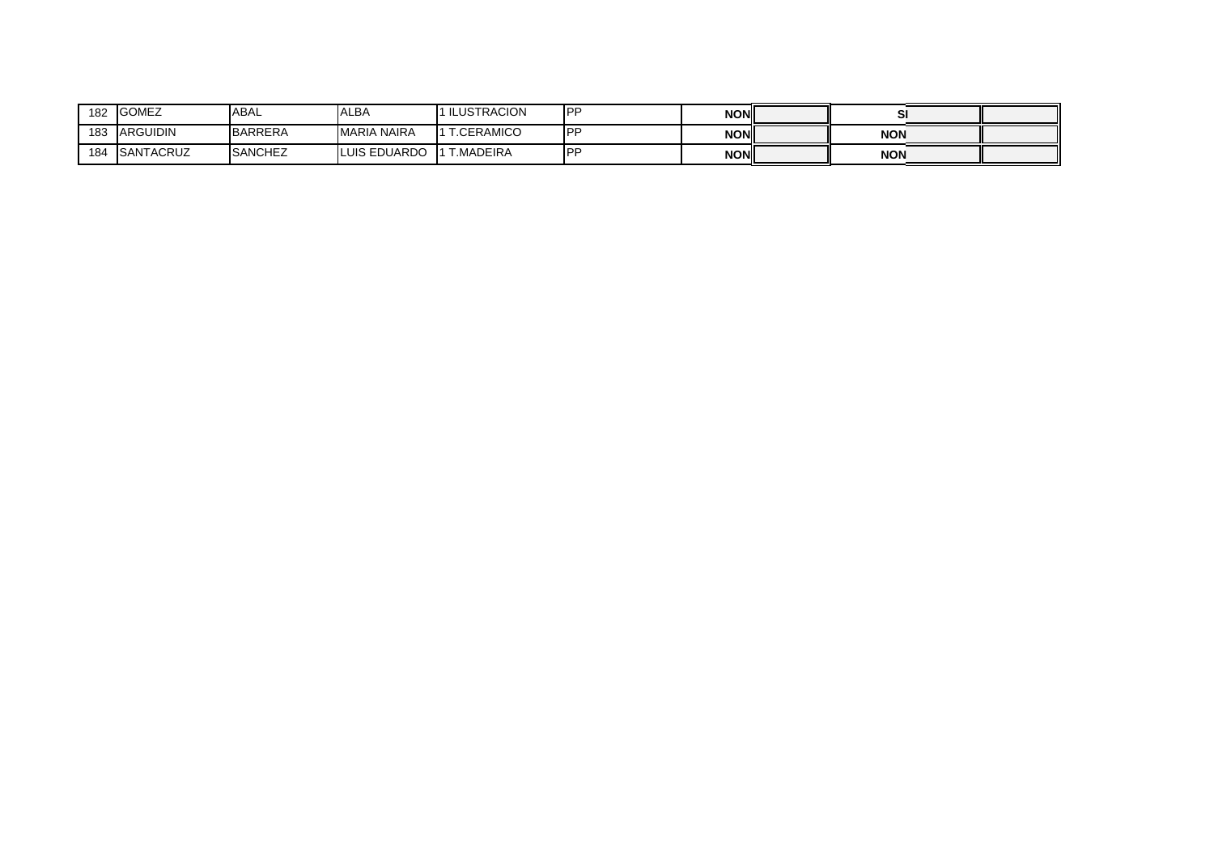| | | | | | | | | | |
|---|---|---|---|---|---|---|---|---|---|
| 182 | GOMEZ | ABAL | ALBA | 1 ILUSTRACION | PP | NON | | SI | |
| 183 | ARGUIDIN | BARRERA | MARIA NAIRA | 1 T.CERAMICO | PP | NON | | NON | |
| 184 | SANTACRUZ | SANCHEZ | LUIS EDUARDO | 1 T.MADEIRA | PP | NON | | NON | |